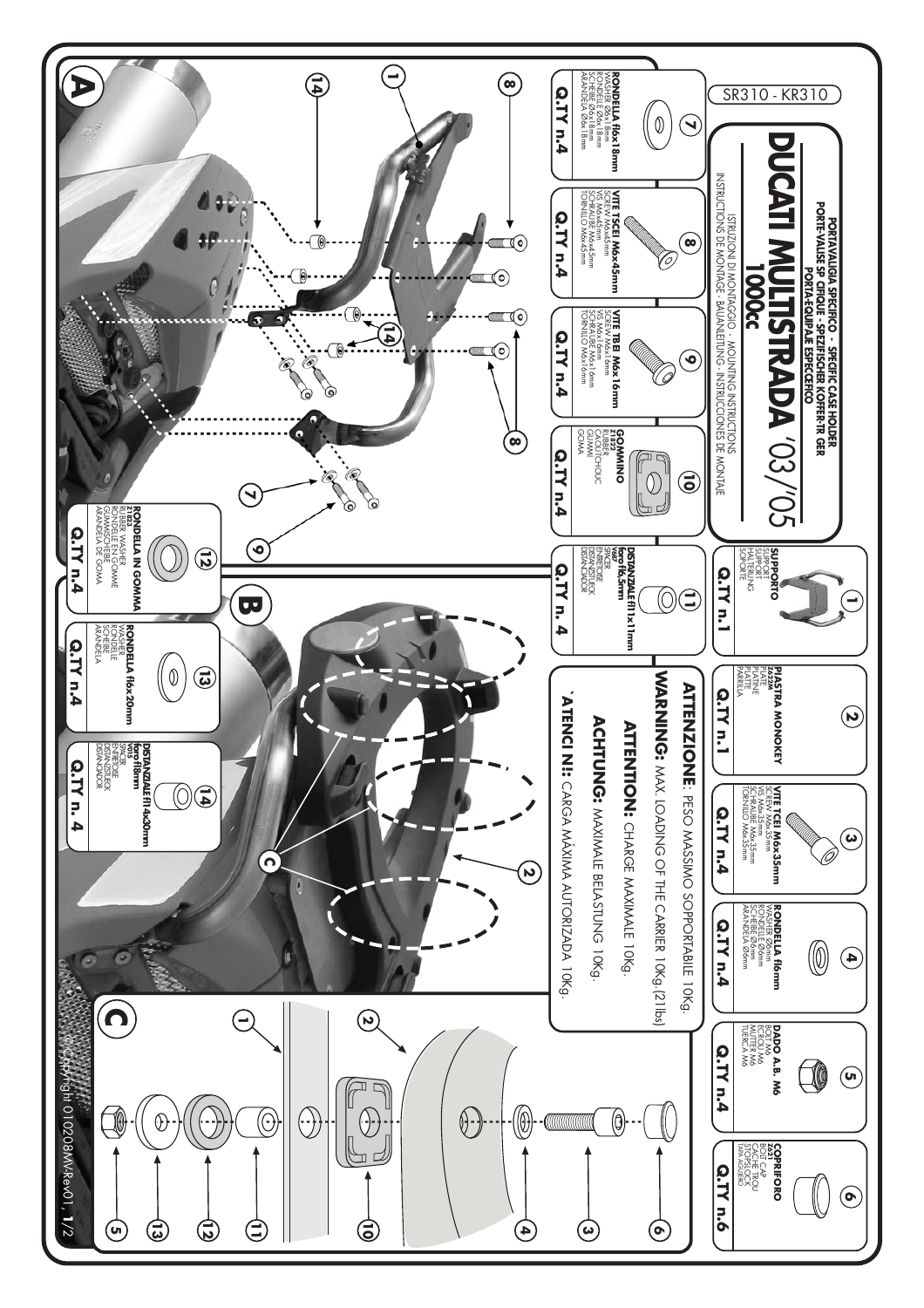SR310 - KR310

# DUCATI MULTISTRADA '03/'05 1000cc

**PORTAVALIGIA SPECIFICO - SPECIFIC CASE HOLDER**
**PORTE-VALISE SP CIFIQUE - SPEZIFISCHER KOFFER-TR GER**
**PORTA-EQUIPAJE ESPECÍFICO**

ISTRUZIONI DI MONTAGGIO - MOUNTING INSTRUCTIONS
INSTRUCTIONS DE MONTAGE - BAUANLEITUNG - INSTRUCCIONES DE MONTAJE

| N. | Descrizione | Q.TY |
|---|---|---|
| 1 | **SUPPORTO** SUPPORT SUPPORT HALTERUNG SOPORTE | Q.TY n.1 |
| 2 | **PIASTRA MONOKEY** Z629M PLATE PLATINE PLATTE PARRILLA | Q.TY n.1 |
| 3 | **VITE TCEI M6x35mm** SCREW M6x35mm VIS M6x35mm SCHRAUBE M6x35mm TORNILLO M6x35mm | Q.TY n.4 |
| 4 | **RONDELLA fi6mm** WASHER Ø6mm RONDELLE Ø6mm SCHEIBE Ø6mm ARANDELA Ø6mm | Q.TY n.4 |
| 5 | **DADO A.B. M6** BOLT M6 ECROU M6 MUTTER M6 TUERCA M6 | Q.TY n.4 |
| 6 | **COPRIFORO** Z813 BOLT CAP CACHE TROU STOPSLOCK TAPA AGUJERO | Q.TY n.6 |
| 7 | **RONDELLA fi6x18mm** WASHER Ø6x18mm RONDELLE Ø6x18mm SCHEIBE Ø6x18mm ARANDELA Ø6x18mm | Q.TY n.4 |
| 8 | **VITE TSCEI M6x45mm** SCREW M6x45mm VIS M6x45mm SCHRAUBE M6x45mm TORNILLO M6x45mm | Q.TY n.4 |
| 9 | **VITE TBEI M6x16mm** SCREW M6x16mm VIS M6x16mm SCHRAUBE M6x16mm TORNILLO M6x16mm | Q.TY n.4 |
| 10 | **GOMMINO** Z1822 RUBBER CAOUTCHOUC GUMMI GOMA | Q.TY n.4 |
| 11 | **DISTANZIALE fi11x11mm foro fi6,5mm** V687 SPACER ENTRETOISE DISTANZSTUCK DISTANCIADOR | Q.TY n. 4 |
| 12 | **RONDELLA IN GOMMA** Z1823 RUBBER WASHER RONDELLE EN GOMME GUMMISCHEIBE ARANDELA DE GOMA | Q.TY n.4 |
| 13 | **RONDELLA fi6x20mm** WASHER RONDELLE SCHEIBE ARANDELA | Q.TY n.4 |
| 14 | **DISTANZIALE fi14x30mm foro fi8mm** V015 SPACER ENTRETOISE DISTANZSTUCK DISTANCIADOR | Q.TY n. 4 |

**ATTENZIONE:** PESO MASSIMO SOPPORTABILE 10Kg.

**WARNING:** MAX. LOADING OF THE CARRIER 10Kg.(21lbs)

**ATTENTION:** CHARGE MAXIMALE 10Kg.

**ACHTUNG:** MAXIMALE BELASTUNG 10Kg.

**´ATENCI N!:** CARGA MÁXIMA AUTORIZADA 10Kg.

A

B

C

© Copyright 010208MVRev01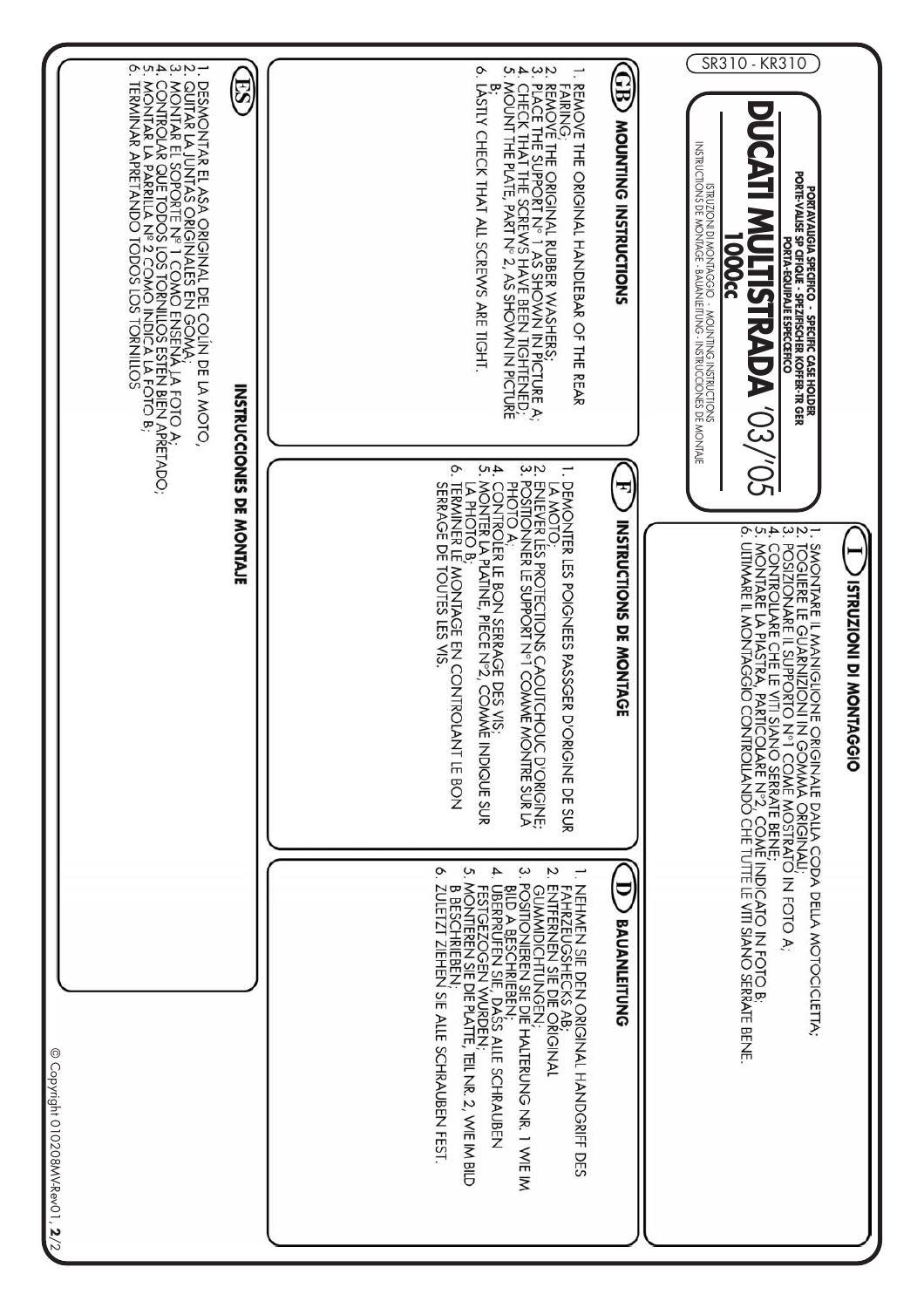SR310 - KR310

**PORTAVALIGIA SPECIFICO - SPECIFIC CASE HOLDER**
**PORTE-VALISE SP CIFIQUE - SPEZIFISCHER KOFFER-TR GER**
**PORTA-EQUIPAJE ESPECÍFICO**

# DUCATI MULTISTRADA '03/'05
## 1000cc

ISTRUZIONI DI MONTAGGIO - MOUNTING INSTRUCTIONS
INSTRUCTIONS DE MONTAGE - BAUANLEITUNG - INSTRUCCIONES DE MONTAJE

## (I) ISTRUZIONI DI MONTAGGIO

1. SMONTARE IL MANIGLIONE ORIGINALE DALLA CODA DELLA MOTOCICLETTA;
2. TOGLIERE LE GUARNIZIONI IN GOMMA ORIGINALI;
3. POSIZIONARE IL SUPPORTO N°1 COME MOSTRATO IN FOTO A;
4. CONTROLLARE CHE LE VITI SIANO SERRATE BENE;
5. MONTARE LA PIASTRA, PARTICOLARE N°2, COME INDICATO IN FOTO B;
6. ULTIMARE IL MONTAGGIO CONTROLLANDO CHE TUTTE LE VITI SIANO SERRATE BENE.

## (GB) MOUNTING INSTRUCTIONS

1. REMOVE THE ORIGINAL HANDLEBAR OF THE REAR FAIRING;
2. REMOVE THE ORIGINAL RUBBER WASHERS;
3. PLACE THE SUPPORT N° 1 AS SHOWN IN PICTURE A;
4. CHECK THAT THE SCREWS HAVE BEEN TIGHTENED;
5. MOUNT THE PLATE, PART N° 2, AS SHOWN IN PICTURE B;
6. LASTLY CHECK THAT ALL SCREWS ARE TIGHT.

## (F) INSTRUCTIONS DE MONTAGE

1. DEMONTER LES POIGNEES PASSGER D'ORIGINE DE SUR LA MOTO;
2. ENLEVER LES PROTECTIONS CAOUTCHOUC D'ORIGINE;
3. POSITIONNER LE SUPPORT N°1 COMME MONTRE SUR LA PHOTO A;
4. CONTROLER LE BON SERRAGE DES VIS;
5. MONTER LA PLATINE, PIECE N°2, COMME INDIQUE SUR LA PHOTO B;
6. TERMINER LE MONTAGE EN CONTROLANT LE BON SERRAGE DE TOUTES LES VIS.

## (D) BAUANLEITUNG

1. NEHMEN SIE DEN ORIGINAL HANDGRIFF DES FAHRZEUGSHECKS AB;
2. ENTFERNEN SIE DIE ORIGINAL GUMMIDICHTUNGEN;
3. POSITIONIEREN SIE DIE HALTERUNG NR. 1 WIE IM BILD A BESCHRIEBEN;
4. ÜBERPRÜFEN SIE, DASS ALLE SCHRAUBEN FESTGEZOGEN WURDEN;
5. MONTIEREN SIE DIE PLATTE, TEIL NR. 2, WIE IM BILD B BESCHRIEBEN;
6. ZULETZT ZIEHEN SIE ALLE SCHRAUBEN FEST.

## (ES) INSTRUCCIONES DE MONTAJE

1. DESMONTAR EL ASA ORIGINAL DEL COJÍN DE LA MOTO;
2. QUITAR LA JUNTAS ORIGINALES EN GOMA;
3. MONTAR EL SOPORTE Nº 1 COMO ENSEÑA LA FOTO A;
4. CONTROLAR QUE TODOS LOS TORNILLOS ESTÉN BIEN APRETADO;
5. MONTAR LA PARRILLA Nº 2 COMO INDICA LA FOTO B;
6. TERMINAR APRETANDO TODOS LOS TORNILLOS

© Copyright 010208MV-Rev01